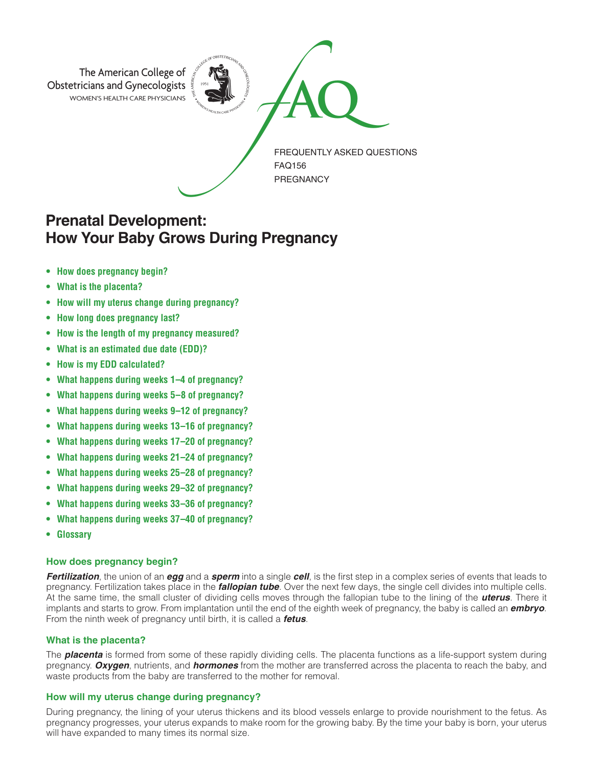The American College of Obstetricians and Gynecologists
WOMEN'S HEALTH CARE PHYSICIANS

FAQ

FREQUENTLY ASKED QUESTIONS
FAQ156
PREGNANCY

# Prenatal Development: How Your Baby Grows During Pregnancy

- **How does pregnancy begin?**
- **What is the placenta?**
- **How will my uterus change during pregnancy?**
- **How long does pregnancy last?**
- **How is the length of my pregnancy measured?**
- **What is an estimated due date (EDD)?**
- **How is my EDD calculated?**
- **What happens during weeks 1–4 of pregnancy?**
- **What happens during weeks 5–8 of pregnancy?**
- **What happens during weeks 9–12 of pregnancy?**
- **What happens during weeks 13–16 of pregnancy?**
- **What happens during weeks 17–20 of pregnancy?**
- **What happens during weeks 21–24 of pregnancy?**
- **What happens during weeks 25–28 of pregnancy?**
- **What happens during weeks 29–32 of pregnancy?**
- **What happens during weeks 33–36 of pregnancy?**
- **What happens during weeks 37–40 of pregnancy?**
- **Glossary**

### How does pregnancy begin?

***Fertilization***, the union of an ***egg*** and a ***sperm*** into a single ***cell***, is the first step in a complex series of events that leads to pregnancy. Fertilization takes place in the ***fallopian tube***. Over the next few days, the single cell divides into multiple cells. At the same time, the small cluster of dividing cells moves through the fallopian tube to the lining of the ***uterus***. There it implants and starts to grow. From implantation until the end of the eighth week of pregnancy, the baby is called an ***embryo***. From the ninth week of pregnancy until birth, it is called a ***fetus***.

### What is the placenta?

The ***placenta*** is formed from some of these rapidly dividing cells. The placenta functions as a life-support system during pregnancy. ***Oxygen***, nutrients, and ***hormones*** from the mother are transferred across the placenta to reach the baby, and waste products from the baby are transferred to the mother for removal.

### How will my uterus change during pregnancy?

During pregnancy, the lining of your uterus thickens and its blood vessels enlarge to provide nourishment to the fetus. As pregnancy progresses, your uterus expands to make room for the growing baby. By the time your baby is born, your uterus will have expanded to many times its normal size.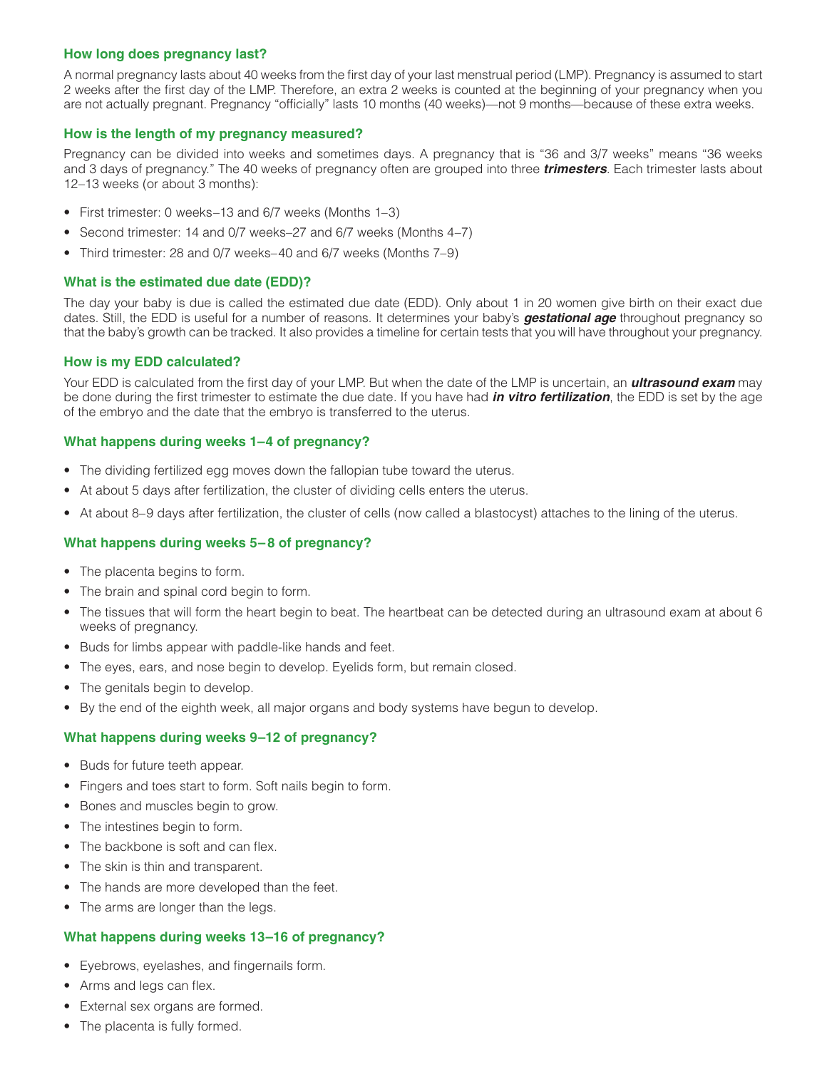## How long does pregnancy last?

A normal pregnancy lasts about 40 weeks from the first day of your last menstrual period (LMP). Pregnancy is assumed to start 2 weeks after the first day of the LMP. Therefore, an extra 2 weeks is counted at the beginning of your pregnancy when you are not actually pregnant. Pregnancy "officially" lasts 10 months (40 weeks)—not 9 months—because of these extra weeks.

## How is the length of my pregnancy measured?

Pregnancy can be divided into weeks and sometimes days. A pregnancy that is "36 and 3/7 weeks" means "36 weeks and 3 days of pregnancy." The 40 weeks of pregnancy often are grouped into three ***trimesters***. Each trimester lasts about 12–13 weeks (or about 3 months):

- First trimester: 0 weeks–13 and 6/7 weeks (Months 1–3)
- Second trimester: 14 and 0/7 weeks–27 and 6/7 weeks (Months 4–7)
- Third trimester: 28 and 0/7 weeks–40 and 6/7 weeks (Months 7–9)

## What is the estimated due date (EDD)?

The day your baby is due is called the estimated due date (EDD). Only about 1 in 20 women give birth on their exact due dates. Still, the EDD is useful for a number of reasons. It determines your baby's ***gestational age*** throughout pregnancy so that the baby's growth can be tracked. It also provides a timeline for certain tests that you will have throughout your pregnancy.

## How is my EDD calculated?

Your EDD is calculated from the first day of your LMP. But when the date of the LMP is uncertain, an ***ultrasound exam*** may be done during the first trimester to estimate the due date. If you have had ***in vitro fertilization***, the EDD is set by the age of the embryo and the date that the embryo is transferred to the uterus.

## What happens during weeks 1–4 of pregnancy?

- The dividing fertilized egg moves down the fallopian tube toward the uterus.
- At about 5 days after fertilization, the cluster of dividing cells enters the uterus.
- At about 8–9 days after fertilization, the cluster of cells (now called a blastocyst) attaches to the lining of the uterus.

## What happens during weeks 5–8 of pregnancy?

- The placenta begins to form.
- The brain and spinal cord begin to form.
- The tissues that will form the heart begin to beat. The heartbeat can be detected during an ultrasound exam at about 6 weeks of pregnancy.
- Buds for limbs appear with paddle-like hands and feet.
- The eyes, ears, and nose begin to develop. Eyelids form, but remain closed.
- The genitals begin to develop.
- By the end of the eighth week, all major organs and body systems have begun to develop.

## What happens during weeks 9–12 of pregnancy?

- Buds for future teeth appear.
- Fingers and toes start to form. Soft nails begin to form.
- Bones and muscles begin to grow.
- The intestines begin to form.
- The backbone is soft and can flex.
- The skin is thin and transparent.
- The hands are more developed than the feet.
- The arms are longer than the legs.

## What happens during weeks 13–16 of pregnancy?

- Eyebrows, eyelashes, and fingernails form.
- Arms and legs can flex.
- External sex organs are formed.
- The placenta is fully formed.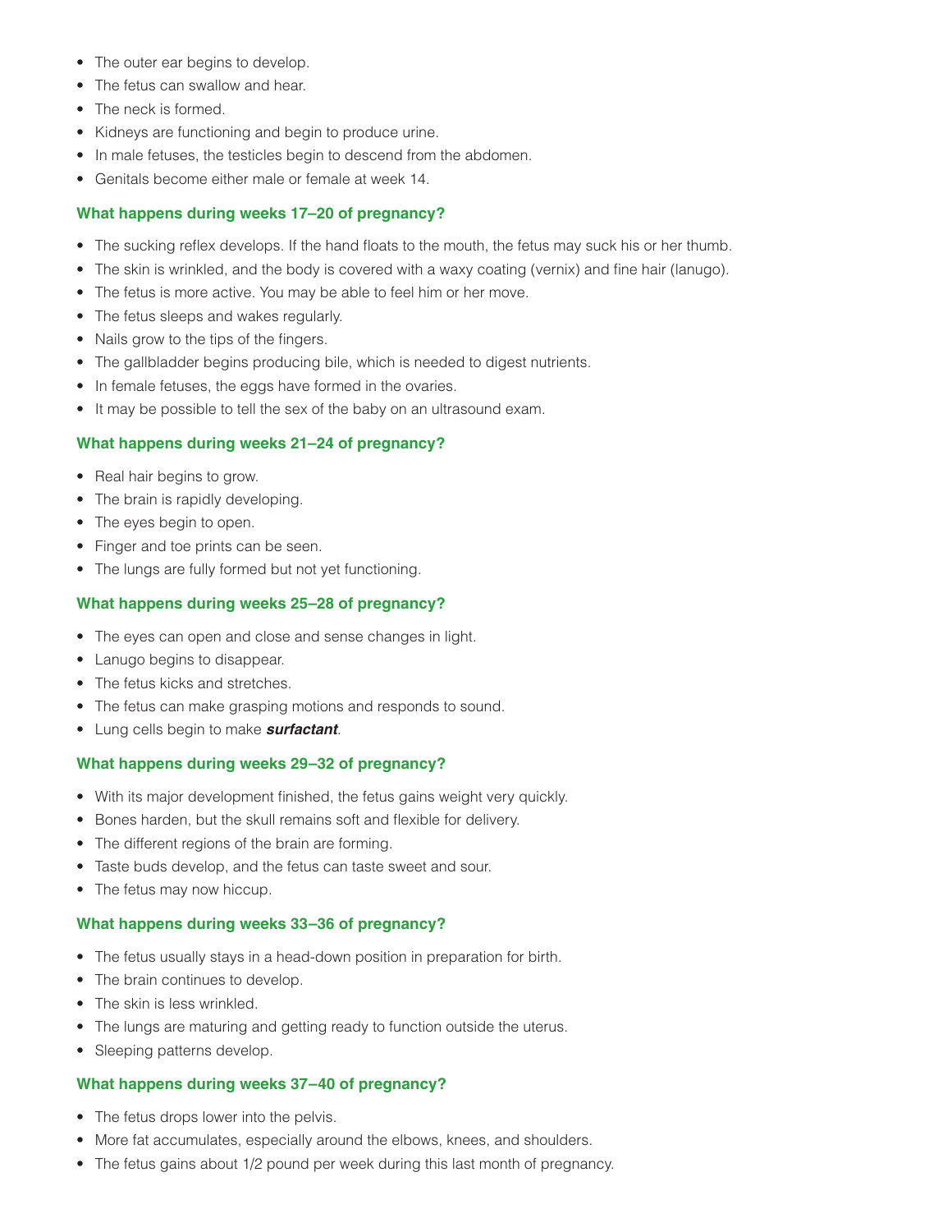- The outer ear begins to develop.
- The fetus can swallow and hear.
- The neck is formed.
- Kidneys are functioning and begin to produce urine.
- In male fetuses, the testicles begin to descend from the abdomen.
- Genitals become either male or female at week 14.

### What happens during weeks 17–20 of pregnancy?

- The sucking reflex develops. If the hand floats to the mouth, the fetus may suck his or her thumb.
- The skin is wrinkled, and the body is covered with a waxy coating (vernix) and fine hair (lanugo).
- The fetus is more active. You may be able to feel him or her move.
- The fetus sleeps and wakes regularly.
- Nails grow to the tips of the fingers.
- The gallbladder begins producing bile, which is needed to digest nutrients.
- In female fetuses, the eggs have formed in the ovaries.
- It may be possible to tell the sex of the baby on an ultrasound exam.

### What happens during weeks 21–24 of pregnancy?

- Real hair begins to grow.
- The brain is rapidly developing.
- The eyes begin to open.
- Finger and toe prints can be seen.
- The lungs are fully formed but not yet functioning.

### What happens during weeks 25–28 of pregnancy?

- The eyes can open and close and sense changes in light.
- Lanugo begins to disappear.
- The fetus kicks and stretches.
- The fetus can make grasping motions and responds to sound.
- Lung cells begin to make ***surfactant***.

### What happens during weeks 29–32 of pregnancy?

- With its major development finished, the fetus gains weight very quickly.
- Bones harden, but the skull remains soft and flexible for delivery.
- The different regions of the brain are forming.
- Taste buds develop, and the fetus can taste sweet and sour.
- The fetus may now hiccup.

### What happens during weeks 33–36 of pregnancy?

- The fetus usually stays in a head-down position in preparation for birth.
- The brain continues to develop.
- The skin is less wrinkled.
- The lungs are maturing and getting ready to function outside the uterus.
- Sleeping patterns develop.

### What happens during weeks 37–40 of pregnancy?

- The fetus drops lower into the pelvis.
- More fat accumulates, especially around the elbows, knees, and shoulders.
- The fetus gains about 1/2 pound per week during this last month of pregnancy.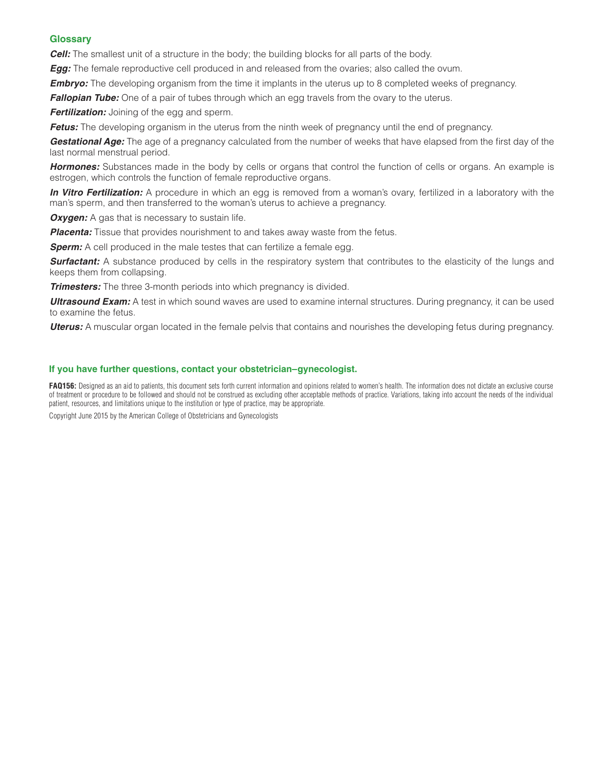## Glossary

***Cell:*** The smallest unit of a structure in the body; the building blocks for all parts of the body.

***Egg:*** The female reproductive cell produced in and released from the ovaries; also called the ovum.

***Embryo:*** The developing organism from the time it implants in the uterus up to 8 completed weeks of pregnancy.

***Fallopian Tube:*** One of a pair of tubes through which an egg travels from the ovary to the uterus.

***Fertilization:*** Joining of the egg and sperm.

***Fetus:*** The developing organism in the uterus from the ninth week of pregnancy until the end of pregnancy.

***Gestational Age:*** The age of a pregnancy calculated from the number of weeks that have elapsed from the first day of the last normal menstrual period.

***Hormones:*** Substances made in the body by cells or organs that control the function of cells or organs. An example is estrogen, which controls the function of female reproductive organs.

***In Vitro Fertilization:*** A procedure in which an egg is removed from a woman's ovary, fertilized in a laboratory with the man's sperm, and then transferred to the woman's uterus to achieve a pregnancy.

***Oxygen:*** A gas that is necessary to sustain life.

***Placenta:*** Tissue that provides nourishment to and takes away waste from the fetus.

***Sperm:*** A cell produced in the male testes that can fertilize a female egg.

***Surfactant:*** A substance produced by cells in the respiratory system that contributes to the elasticity of the lungs and keeps them from collapsing.

***Trimesters:*** The three 3-month periods into which pregnancy is divided.

***Ultrasound Exam:*** A test in which sound waves are used to examine internal structures. During pregnancy, it can be used to examine the fetus.

***Uterus:*** A muscular organ located in the female pelvis that contains and nourishes the developing fetus during pregnancy.

**If you have further questions, contact your obstetrician–gynecologist.**

**FAQ156:** Designed as an aid to patients, this document sets forth current information and opinions related to women's health. The information does not dictate an exclusive course of treatment or procedure to be followed and should not be construed as excluding other acceptable methods of practice. Variations, taking into account the needs of the individual patient, resources, and limitations unique to the institution or type of practice, may be appropriate.

Copyright June 2015 by the American College of Obstetricians and Gynecologists